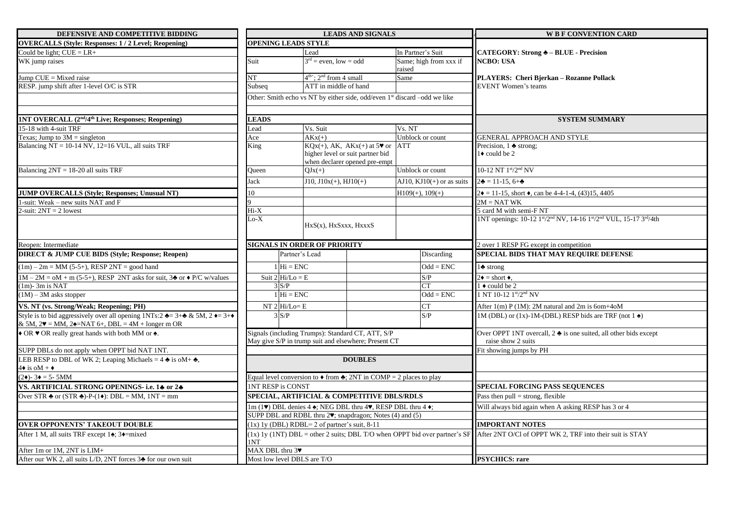## DEFENSIVE AND COMPETITIVE BIDDING

### OVERCALLS (Style: Responses: 1 / 2 Level; Reopening)

Could be light; CUE = LR+

WK jump raises

Jump CUE = Mixed raise

RESP. jump shift after 1-level O/C is STR

### 1NT OVERCALL (2nd/4th Live; Responses; Reopening)

15-18 with 4-suit TRF

Texas; Jump to 3M = singleton

Balancing NT = 10-14 NV, 12=16 VUL, all suits TRF

Balancing 2NT = 18-20 all suits TRF

### JUMP OVERCALLS (Style; Responses; Unusual NT)

1-suit: Weak – new suits NAT and F

2-suit: 2NT = 2 lowest

Reopen: Intermediate

### DIRECT & JUMP CUE BIDS (Style; Response; Reopen)

(1m) – 2m = MM (5-5+), RESP 2NT = good hand

1M – 2M = oM + m (5-5+), RESP 2NT asks for suit, 3♣ or ♦ P/C w/values

(1m)- 3m is NAT

(1M) – 3M asks stopper

### VS. NT (vs. Strong/Weak; Reopening; PH)

Style is to bid aggressively over all opening 1NTs:2 ♣= 3+♣ & 5M, 2 ♦= 3+♦ & 5M, 2♥ = MM, 2♠=NAT 6+, DBL = 4M + longer m OR ♦ OR ♥ OR really great hands with both MM or ♠.

SUPP DBLs do not apply when OPPT bid NAT 1NT.

LEB RESP to DBL of WK 2; Leaping Michaels = 4 ♣ is oM+ ♣, 4♦ is oM + ♦

(2♦)- 3♦ = 5- 5MM

### VS. ARTIFICIAL STRONG OPENINGS- i.e. 1♣ or 2♣

Over STR ♣ or (STR ♣)-P-(1♦): DBL = MM, 1NT = mm

### OVER OPPONENTS' TAKEOUT DOUBLE

After 1 M, all suits TRF except 1♠; 3♦=mixed

After 1m or 1M, 2NT is LIM+

After our WK 2, all suits L/D, 2NT forces 3♣ for our own suit

## LEADS AND SIGNALS

### OPENING LEADS STYLE

| | Lead | In Partner's Suit |
|---|---|---|
| Suit | 3rd = even, low = odd | Same; high from xxx if raised |
| NT | 4th; 2nd from 4 small | Same |
| Subseq | ATT in middle of hand | |

Other: Smith echo vs NT by either side, odd/even 1st discard –odd we like

### LEADS

| Lead | Vs. Suit | Vs. NT |
|---|---|---|
| Ace | AKx(+) | Unblock or count |
| King | KQx(+), AK, AKx(+) at 5♥ or higher level or suit partner bid when declarer opened pre-empt | ATT |
| Queen | QJx(+) | Unblock or count |
| Jack | J10, J10x(+), HJ10(+) | AJ10, KJ10(+) or as suits |
| 10 | | H109(+), 109(+) |
| 9 | | |
| Hi-X | | |
| Lo-X | HxS(x), HxSxxx, HxxxS | |

### SIGNALS IN ORDER OF PRIORITY

| | | Partner's Lead | | Discarding |
|---|---|---|---|---|
| Suit | 1 | Hi = ENC | | Odd = ENC |
| | 2 | Hi/Lo = E | | S/P |
| | 3 | S/P | | CT |
| NT | 1 | Hi = ENC | | Odd = ENC |
| | 2 | Hi/Lo= E | | CT |
| | 3 | S/P | | S/P |

Signals (including Trumps): Standard CT, ATT, S/P
May give S/P in trump suit and elsewhere; Present CT

### DOUBLES

Equal level conversion to ♦ from ♣; 2NT in COMP = 2 places to play

1NT RESP is CONST

### SPECIAL, ARTIFICIAL & COMPETITIVE DBLS/RDLS

1m (1♥) DBL denies 4 ♠; NEG DBL thru 4♥, RESP DBL thru 4 ♦;

SUPP DBL and RDBL thru 2♥; snapdragon; Notes (4) and (5)

(1x) 1y (DBL) RDBL= 2 of partner's suit, 8-11

(1x) 1y (1NT) DBL = other 2 suits; DBL T/O when OPPT bid over partner's SF 1NT

MAX DBL thru 3♥

Most low level DBLS are T/O

## W B F CONVENTION CARD

**CATEGORY: Strong ♣ – BLUE - Precision**

**NCBO: USA**

**PLAYERS: Cheri Bjerkan – Rozanne Pollack**

EVENT Women's teams

### SYSTEM SUMMARY

GENERAL APPROACH AND STYLE

Precision, 1 ♣ strong;
1♦ could be 2

10-12 NT 1st/2nd NV

2♣ = 11-15, 6+♣

2♦ = 11-15, short ♦, can be 4-4-1-4, (43)15, 4405

2M = NAT WK

5 card M with semi-F NT

1NT openings: 10-12 1st/2nd NV, 14-16 1st/2nd VUL, 15-17 3rd/4th

2 over 1 RESP FG except in competition

### SPECIAL BIDS THAT MAY REQUIRE DEFENSE

1♣ strong

2♦ = short ♦,

1 ♦ could be 2

1 NT 10-12 1st/2nd NV

After 1(m) P (1M): 2M natural and 2m is 6om+4oM

1M (DBL) or (1x)-1M-(DBL) RESP bids are TRF (not 1 ♠)

Over OPPT 1NT overcall, 2 ♣ is one suited, all other bids except raise show 2 suits

Fit showing jumps by PH

### SPECIAL FORCING PASS SEQUENCES

Pass then pull = strong, flexible

Will always bid again when A asking RESP has 3 or 4

### IMPORTANT NOTES

After 2NT O/Cl of OPPT WK 2, TRF into their suit is STAY

### PSYCHICS: rare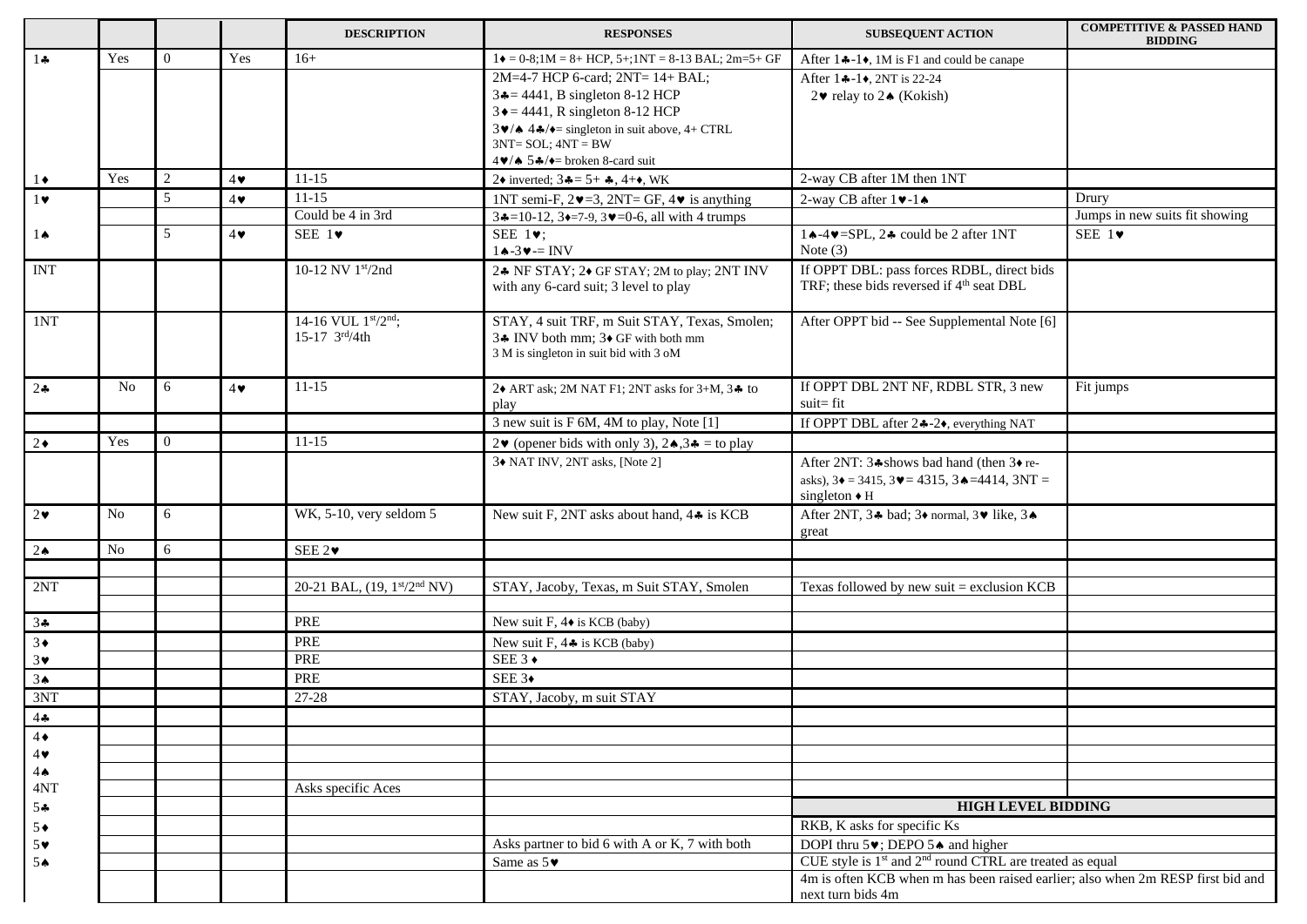| | | | | DESCRIPTION | RESPONSES | SUBSEQUENT ACTION | COMPETITIVE & PASSED HAND BIDDING |
|---|---|---|---|---|---|---|---|
| 1♣ | Yes | 0 | Yes | 16+ | 1♦ = 0-8;1M = 8+ HCP, 5+;1NT = 8-13 BAL; 2m=5+ GF | After 1♣-1♦, 1M is F1 and could be canape | |
| | | | | | 2M=4-7 HCP 6-card; 2NT= 14+ BAL;<br>3♣= 4441, B singleton 8-12 HCP<br>3♦= 4441, R singleton 8-12 HCP<br>3♥/♠ 4♣/♦= singleton in suit above, 4+ CTRL<br>3NT= SOL; 4NT = BW<br>4♥/♠ 5♣/♦= broken 8-card suit | After 1♣-1♦, 2NT is 22-24<br>2♥ relay to 2♠ (Kokish) | |
| 1♦ | Yes | 2 | 4♥ | 11-15 | 2♦ inverted; 3♣= 5+ ♣, 4+♦, WK | 2-way CB after 1M then 1NT | |
| 1♥ | | 5 | 4♥ | 11-15 | 1NT semi-F, 2♥=3, 2NT= GF, 4♥ is anything | 2-way CB after 1♥-1♠ | Drury |
| | | | | Could be 4 in 3rd | 3♣=10-12, 3♦=7-9, 3♥=0-6, all with 4 trumps | | Jumps in new suits fit showing |
| 1♠ | | 5 | 4♥ | SEE 1♥ | SEE 1♥;<br>1♠-3♥-= INV | 1♠-4♥=SPL, 2♣ could be 2 after 1NT<br>Note (3) | SEE 1♥ |
| INT | | | | 10-12 NV 1st/2nd | 2♣ NF STAY; 2♦ GF STAY; 2M to play; 2NT INV with any 6-card suit; 3 level to play | If OPPT DBL: pass forces RDBL, direct bids TRF; these bids reversed if 4th seat DBL | |
| 1NT | | | | 14-16 VUL 1st/2nd;<br>15-17 3rd/4th | STAY, 4 suit TRF, m Suit STAY, Texas, Smolen;<br>3♣ INV both mm; 3♦ GF with both mm<br>3 M is singleton in suit bid with 3 oM | After OPPT bid -- See Supplemental Note [6] | |
| 2♣ | No | 6 | 4♥ | 11-15 | 2♦ ART ask; 2M NAT F1; 2NT asks for 3+M, 3♣ to play | If OPPT DBL 2NT NF, RDBL STR, 3 new suit= fit | Fit jumps |
| | | | | | 3 new suit is F 6M, 4M to play, Note [1] | If OPPT DBL after 2♣-2♦, everything NAT | |
| 2♦ | Yes | 0 | | 11-15 | 2♥ (opener bids with only 3), 2♠,3♣ = to play | | |
| | | | | | 3♦ NAT INV, 2NT asks, [Note 2] | After 2NT: 3♣shows bad hand (then 3♦ re-asks), 3♦ = 3415, 3♥= 4315, 3♠=4414, 3NT = singleton ♦ H | |
| 2♥ | No | 6 | | WK, 5-10, very seldom 5 | New suit F, 2NT asks about hand, 4♣ is KCB | After 2NT, 3♣ bad; 3♦ normal, 3♥ like, 3♠ great | |
| 2♠ | No | 6 | | SEE 2♥ | | | |
| | | | | | | | |
| 2NT | | | | 20-21 BAL, (19, 1st/2nd NV) | STAY, Jacoby, Texas, m Suit STAY, Smolen | Texas followed by new suit = exclusion KCB | |
| | | | | | | | |
| 3♣ | | | | PRE | New suit F, 4♦ is KCB (baby) | | |
| 3♦ | | | | PRE | New suit F, 4♣ is KCB (baby) | | |
| 3♥ | | | | PRE | SEE 3 ♦ | | |
| 3♠ | | | | PRE | SEE 3♦ | | |
| 3NT | | | | 27-28 | STAY, Jacoby, m suit STAY | | |
| 4♣ | | | | | | | |
| 4♦ | | | | | | | |
| 4♥ | | | | | | | |
| 4♠ | | | | | | | |
| 4NT | | | | Asks specific Aces | | | |
| 5♣ | | | | | | **HIGH LEVEL BIDDING** | |
| 5♦ | | | | | | RKB, K asks for specific Ks | |
| 5♥ | | | | | Asks partner to bid 6 with A or K, 7 with both | DOPI thru 5♥; DEPO 5♠ and higher | |
| 5♠ | | | | | Same as 5♥ | CUE style is 1st and 2nd round CTRL are treated as equal | |
| | | | | | | 4m is often KCB when m has been raised earlier; also when 2m RESP first bid and next turn bids 4m | |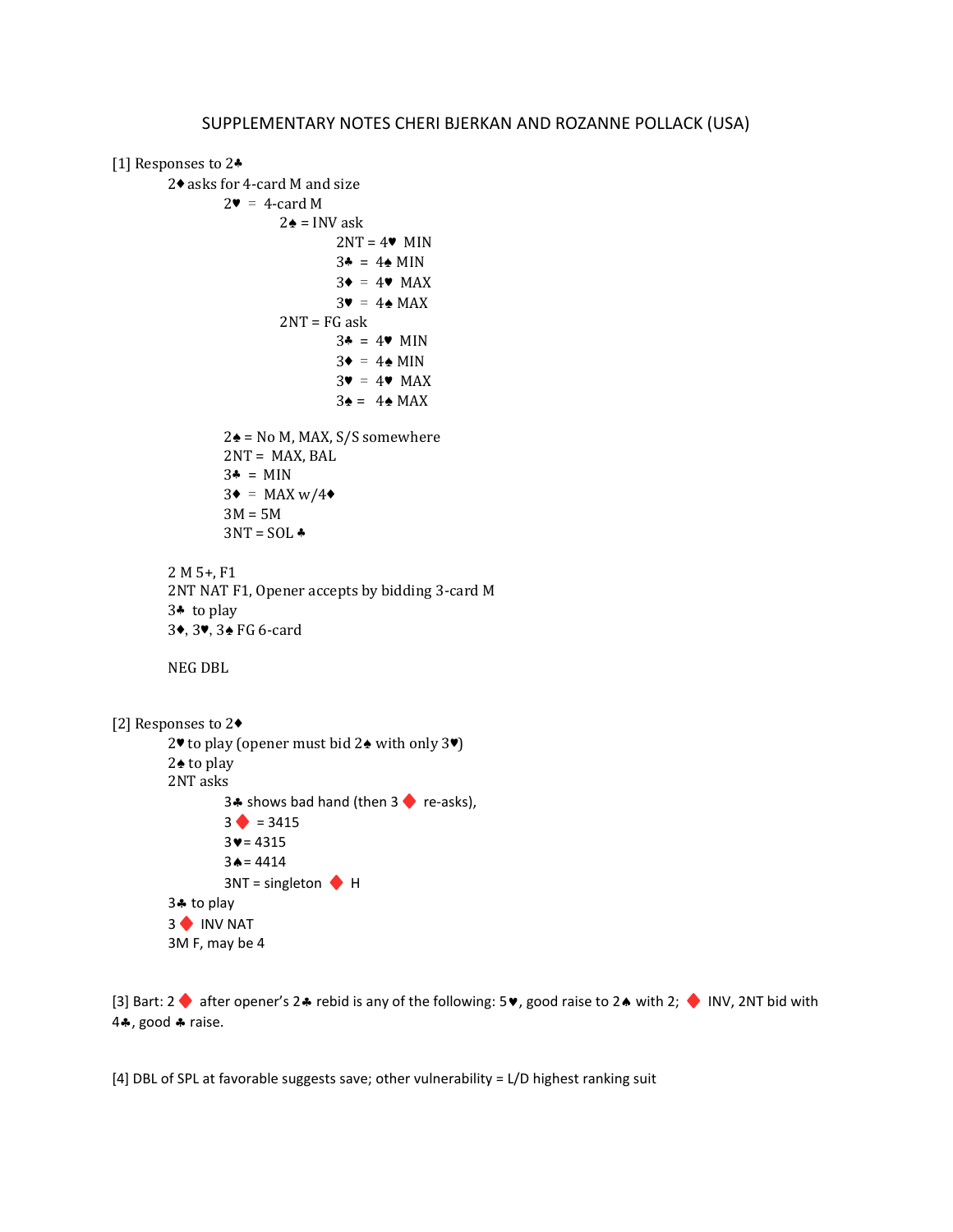# SUPPLEMENTARY NOTES CHERI BJERKAN AND ROZANNE POLLACK (USA)

[1] Responses to 2♣

- 2♦ asks for 4-card M and size
  - 2♥ = 4-card M
    - 2♠ = INV ask
      - 2NT = 4♥ MIN
      - 3♣ = 4♠ MIN
      - 3♦ = 4♥ MAX
      - 3♥ = 4♠ MAX
    - 2NT = FG ask
      - 3♣ = 4♥ MIN
      - 3♦ = 4♠ MIN
      - 3♥ = 4♥ MAX
      - 3♠ = 4♠ MAX
  - 2♠ = No M, MAX, S/S somewhere
  - 2NT = MAX, BAL
  - 3♣ = MIN
  - 3♦ = MAX w/4♦
  - 3M = 5M
  - 3NT = SOL ♣
- 2 M 5+, F1
- 2NT NAT F1, Opener accepts by bidding 3-card M
- 3♣ to play
- 3♦, 3♥, 3♠ FG 6-card
- NEG DBL

[2] Responses to 2♦

- 2♥ to play (opener must bid 2♠ with only 3♥)
- 2♠ to play
- 2NT asks
  - 3♣ shows bad hand (then 3♦ re-asks),
  - 3♦ = 3415
  - 3♥= 4315
  - 3♠= 4414
  - 3NT = singleton ♦ H
- 3♣ to play
- 3♦ INV NAT
- 3M F, may be 4

[3] Bart: 2♦ after opener's 2♣ rebid is any of the following: 5♥, good raise to 2♠ with 2; ♦ INV, 2NT bid with 4♣, good ♣ raise.

[4] DBL of SPL at favorable suggests save; other vulnerability = L/D highest ranking suit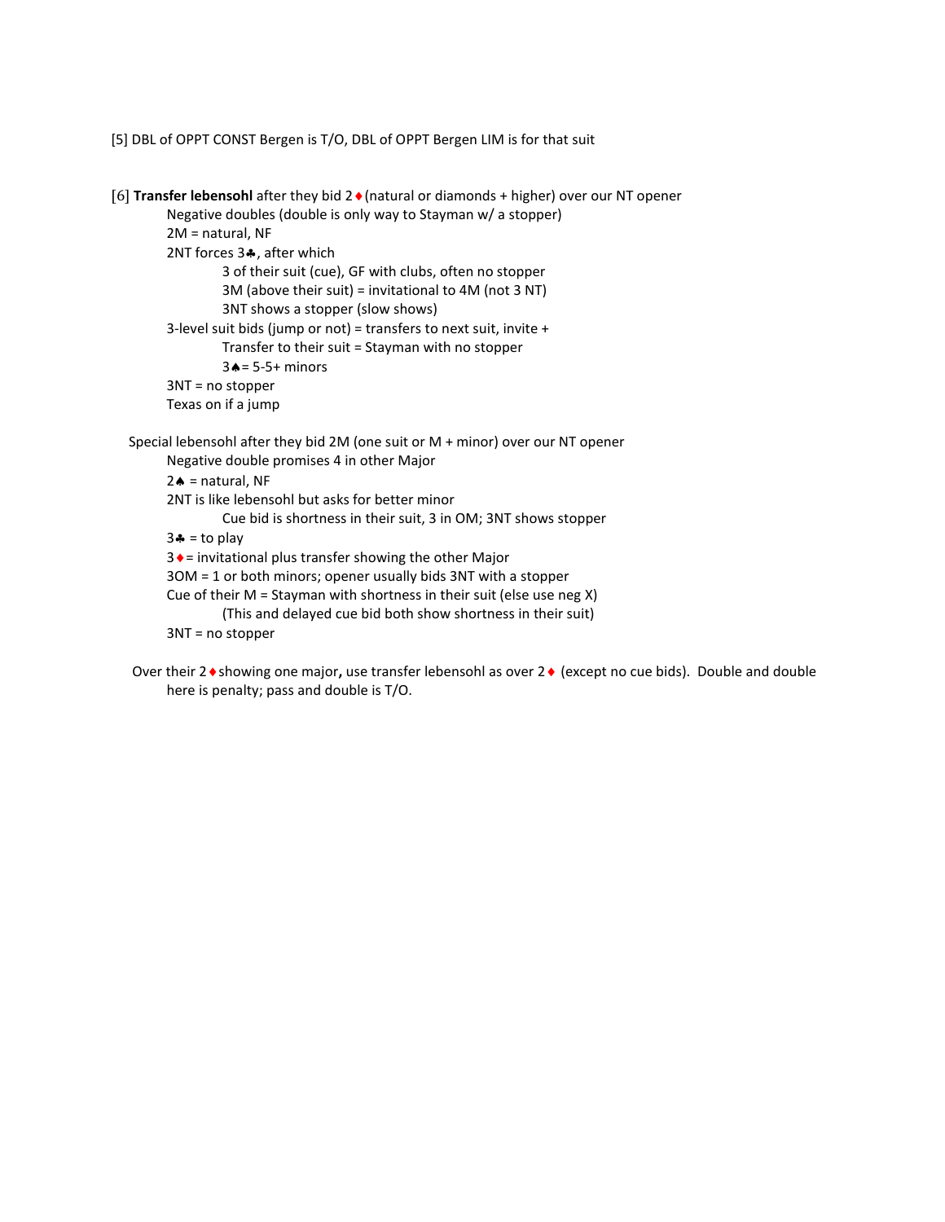[5] DBL of OPPT CONST Bergen is T/O, DBL of OPPT Bergen LIM is for that suit

[6] **Transfer lebensohl** after they bid 2♦ (natural or diamonds + higher) over our NT opener

- Negative doubles (double is only way to Stayman w/ a stopper)
- 2M = natural, NF
- 2NT forces 3♣, after which
  - 3 of their suit (cue), GF with clubs, often no stopper
  - 3M (above their suit) = invitational to 4M (not 3 NT)
  - 3NT shows a stopper (slow shows)
- 3-level suit bids (jump or not) = transfers to next suit, invite +
  - Transfer to their suit = Stayman with no stopper
  - 3♠ = 5-5+ minors
- 3NT = no stopper
- Texas on if a jump

Special lebensohl after they bid 2M (one suit or M + minor) over our NT opener

- Negative double promises 4 in other Major
- 2♠ = natural, NF
- 2NT is like lebensohl but asks for better minor
  - Cue bid is shortness in their suit, 3 in OM; 3NT shows stopper
- 3♣ = to play
- 3♦ = invitational plus transfer showing the other Major
- 3OM = 1 or both minors; opener usually bids 3NT with a stopper
- Cue of their M = Stayman with shortness in their suit (else use neg X)
  - (This and delayed cue bid both show shortness in their suit)
- 3NT = no stopper

Over their 2♦ showing one major**,** use transfer lebensohl as over 2♦ (except no cue bids). Double and double here is penalty; pass and double is T/O.